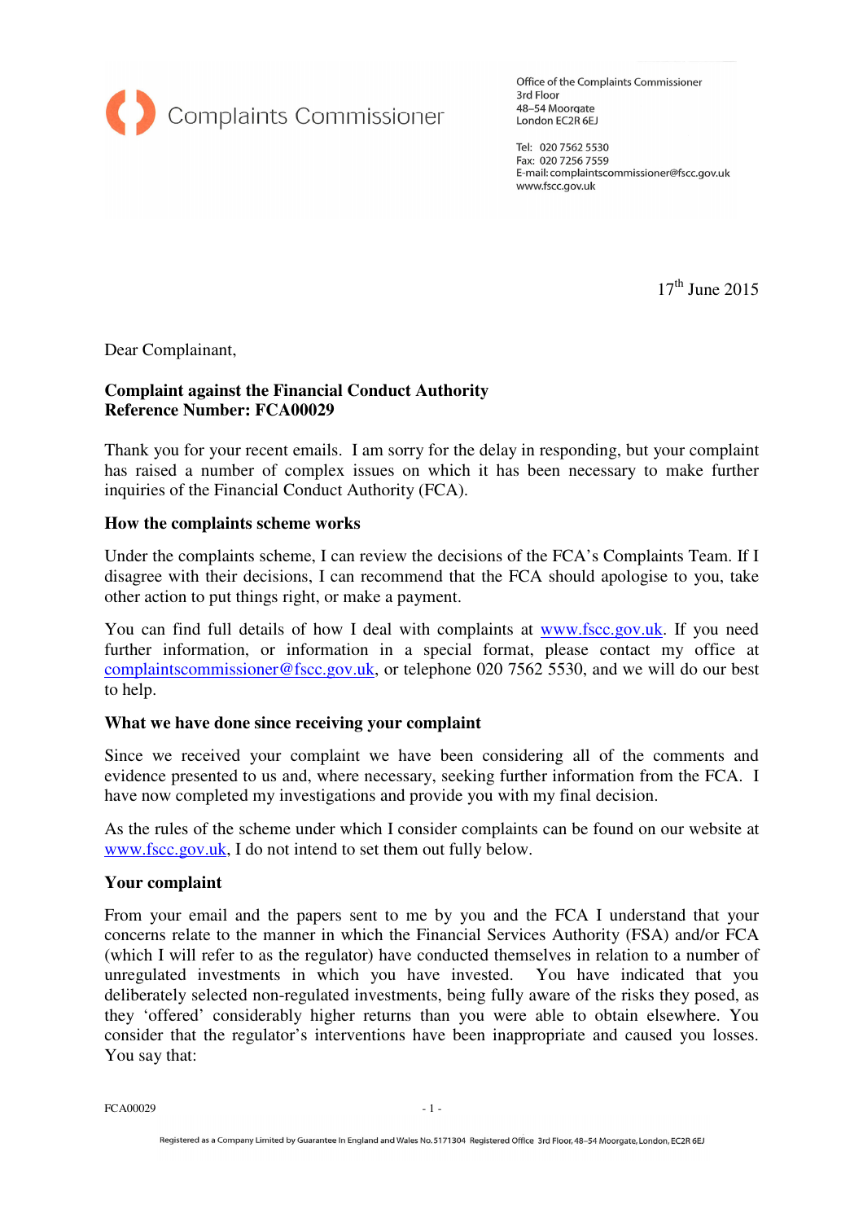Complaints Commissioner

Office of the Complaints Commissioner
3rd Floor
48–54 Moorgate
London EC2R 6EJ

Tel: 020 7562 5530
Fax: 020 7256 7559
E-mail: complaintscommissioner@fscc.gov.uk
www.fscc.gov.uk

17th June 2015

Dear Complainant,

**Complaint against the Financial Conduct Authority**
**Reference Number: FCA00029**

Thank you for your recent emails. I am sorry for the delay in responding, but your complaint has raised a number of complex issues on which it has been necessary to make further inquiries of the Financial Conduct Authority (FCA).

**How the complaints scheme works**

Under the complaints scheme, I can review the decisions of the FCA's Complaints Team. If I disagree with their decisions, I can recommend that the FCA should apologise to you, take other action to put things right, or make a payment.

You can find full details of how I deal with complaints at www.fscc.gov.uk. If you need further information, or information in a special format, please contact my office at complaintscommissioner@fscc.gov.uk, or telephone 020 7562 5530, and we will do our best to help.

**What we have done since receiving your complaint**

Since we received your complaint we have been considering all of the comments and evidence presented to us and, where necessary, seeking further information from the FCA. I have now completed my investigations and provide you with my final decision.

As the rules of the scheme under which I consider complaints can be found on our website at www.fscc.gov.uk, I do not intend to set them out fully below.

**Your complaint**

From your email and the papers sent to me by you and the FCA I understand that your concerns relate to the manner in which the Financial Services Authority (FSA) and/or FCA (which I will refer to as the regulator) have conducted themselves in relation to a number of unregulated investments in which you have invested. You have indicated that you deliberately selected non-regulated investments, being fully aware of the risks they posed, as they 'offered' considerably higher returns than you were able to obtain elsewhere. You consider that the regulator's interventions have been inappropriate and caused you losses. You say that:

FCA00029

Registered as a Company Limited by Guarantee In England and Wales No. 5171304 Registered Office 3rd Floor, 48–54 Moorgate, London, EC2R 6EJ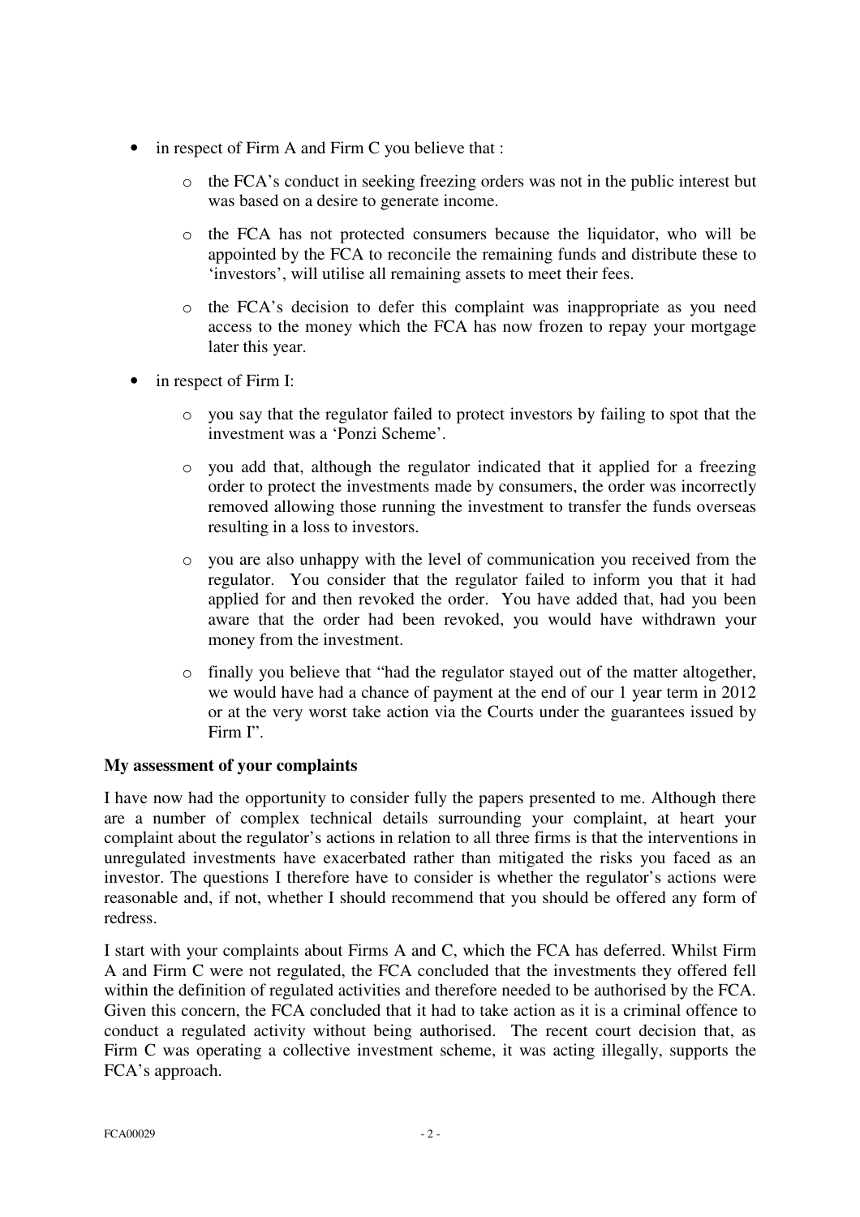- in respect of Firm A and Firm C you believe that :
  - the FCA's conduct in seeking freezing orders was not in the public interest but was based on a desire to generate income.
  - the FCA has not protected consumers because the liquidator, who will be appointed by the FCA to reconcile the remaining funds and distribute these to 'investors', will utilise all remaining assets to meet their fees.
  - the FCA's decision to defer this complaint was inappropriate as you need access to the money which the FCA has now frozen to repay your mortgage later this year.
- in respect of Firm I:
  - you say that the regulator failed to protect investors by failing to spot that the investment was a 'Ponzi Scheme'.
  - you add that, although the regulator indicated that it applied for a freezing order to protect the investments made by consumers, the order was incorrectly removed allowing those running the investment to transfer the funds overseas resulting in a loss to investors.
  - you are also unhappy with the level of communication you received from the regulator. You consider that the regulator failed to inform you that it had applied for and then revoked the order. You have added that, had you been aware that the order had been revoked, you would have withdrawn your money from the investment.
  - finally you believe that "had the regulator stayed out of the matter altogether, we would have had a chance of payment at the end of our 1 year term in 2012 or at the very worst take action via the Courts under the guarantees issued by Firm I".

**My assessment of your complaints**

I have now had the opportunity to consider fully the papers presented to me. Although there are a number of complex technical details surrounding your complaint, at heart your complaint about the regulator's actions in relation to all three firms is that the interventions in unregulated investments have exacerbated rather than mitigated the risks you faced as an investor. The questions I therefore have to consider is whether the regulator's actions were reasonable and, if not, whether I should recommend that you should be offered any form of redress.

I start with your complaints about Firms A and C, which the FCA has deferred. Whilst Firm A and Firm C were not regulated, the FCA concluded that the investments they offered fell within the definition of regulated activities and therefore needed to be authorised by the FCA. Given this concern, the FCA concluded that it had to take action as it is a criminal offence to conduct a regulated activity without being authorised. The recent court decision that, as Firm C was operating a collective investment scheme, it was acting illegally, supports the FCA's approach.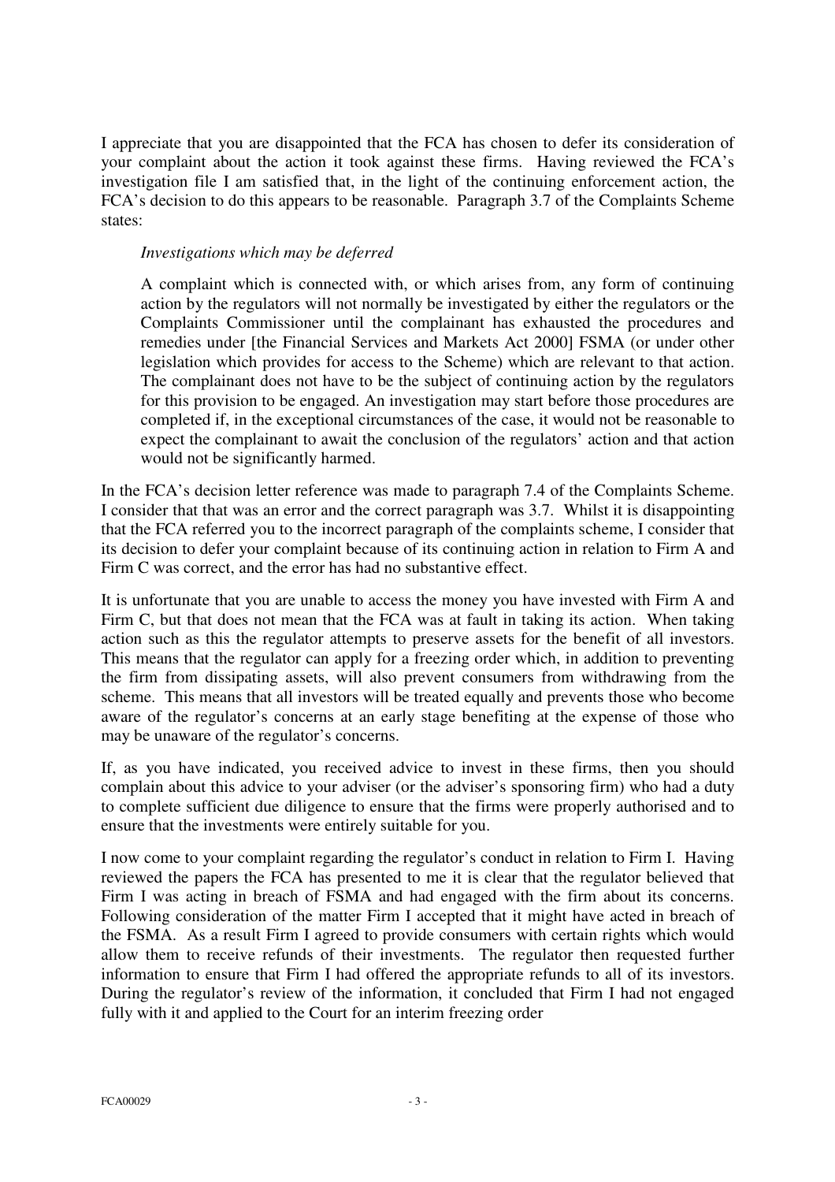I appreciate that you are disappointed that the FCA has chosen to defer its consideration of your complaint about the action it took against these firms. Having reviewed the FCA's investigation file I am satisfied that, in the light of the continuing enforcement action, the FCA's decision to do this appears to be reasonable. Paragraph 3.7 of the Complaints Scheme states:

> *Investigations which may be deferred*
>
> A complaint which is connected with, or which arises from, any form of continuing action by the regulators will not normally be investigated by either the regulators or the Complaints Commissioner until the complainant has exhausted the procedures and remedies under [the Financial Services and Markets Act 2000] FSMA (or under other legislation which provides for access to the Scheme) which are relevant to that action. The complainant does not have to be the subject of continuing action by the regulators for this provision to be engaged. An investigation may start before those procedures are completed if, in the exceptional circumstances of the case, it would not be reasonable to expect the complainant to await the conclusion of the regulators' action and that action would not be significantly harmed.

In the FCA's decision letter reference was made to paragraph 7.4 of the Complaints Scheme. I consider that that was an error and the correct paragraph was 3.7. Whilst it is disappointing that the FCA referred you to the incorrect paragraph of the complaints scheme, I consider that its decision to defer your complaint because of its continuing action in relation to Firm A and Firm C was correct, and the error has had no substantive effect.

It is unfortunate that you are unable to access the money you have invested with Firm A and Firm C, but that does not mean that the FCA was at fault in taking its action. When taking action such as this the regulator attempts to preserve assets for the benefit of all investors. This means that the regulator can apply for a freezing order which, in addition to preventing the firm from dissipating assets, will also prevent consumers from withdrawing from the scheme. This means that all investors will be treated equally and prevents those who become aware of the regulator's concerns at an early stage benefiting at the expense of those who may be unaware of the regulator's concerns.

If, as you have indicated, you received advice to invest in these firms, then you should complain about this advice to your adviser (or the adviser's sponsoring firm) who had a duty to complete sufficient due diligence to ensure that the firms were properly authorised and to ensure that the investments were entirely suitable for you.

I now come to your complaint regarding the regulator's conduct in relation to Firm I. Having reviewed the papers the FCA has presented to me it is clear that the regulator believed that Firm I was acting in breach of FSMA and had engaged with the firm about its concerns. Following consideration of the matter Firm I accepted that it might have acted in breach of the FSMA. As a result Firm I agreed to provide consumers with certain rights which would allow them to receive refunds of their investments. The regulator then requested further information to ensure that Firm I had offered the appropriate refunds to all of its investors. During the regulator's review of the information, it concluded that Firm I had not engaged fully with it and applied to the Court for an interim freezing order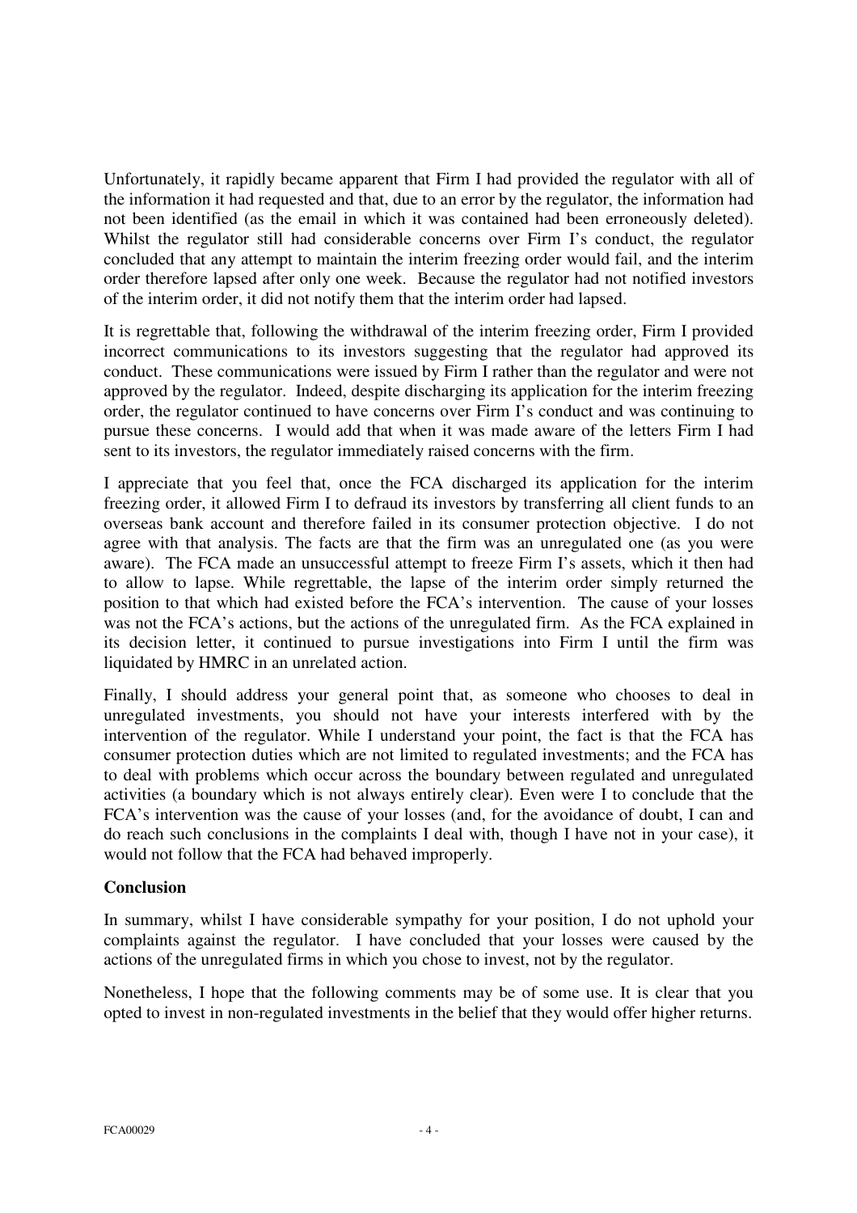Unfortunately, it rapidly became apparent that Firm I had provided the regulator with all of the information it had requested and that, due to an error by the regulator, the information had not been identified (as the email in which it was contained had been erroneously deleted). Whilst the regulator still had considerable concerns over Firm I's conduct, the regulator concluded that any attempt to maintain the interim freezing order would fail, and the interim order therefore lapsed after only one week. Because the regulator had not notified investors of the interim order, it did not notify them that the interim order had lapsed.

It is regrettable that, following the withdrawal of the interim freezing order, Firm I provided incorrect communications to its investors suggesting that the regulator had approved its conduct. These communications were issued by Firm I rather than the regulator and were not approved by the regulator. Indeed, despite discharging its application for the interim freezing order, the regulator continued to have concerns over Firm I's conduct and was continuing to pursue these concerns. I would add that when it was made aware of the letters Firm I had sent to its investors, the regulator immediately raised concerns with the firm.

I appreciate that you feel that, once the FCA discharged its application for the interim freezing order, it allowed Firm I to defraud its investors by transferring all client funds to an overseas bank account and therefore failed in its consumer protection objective. I do not agree with that analysis. The facts are that the firm was an unregulated one (as you were aware). The FCA made an unsuccessful attempt to freeze Firm I's assets, which it then had to allow to lapse. While regrettable, the lapse of the interim order simply returned the position to that which had existed before the FCA's intervention. The cause of your losses was not the FCA's actions, but the actions of the unregulated firm. As the FCA explained in its decision letter, it continued to pursue investigations into Firm I until the firm was liquidated by HMRC in an unrelated action.

Finally, I should address your general point that, as someone who chooses to deal in unregulated investments, you should not have your interests interfered with by the intervention of the regulator. While I understand your point, the fact is that the FCA has consumer protection duties which are not limited to regulated investments; and the FCA has to deal with problems which occur across the boundary between regulated and unregulated activities (a boundary which is not always entirely clear). Even were I to conclude that the FCA's intervention was the cause of your losses (and, for the avoidance of doubt, I can and do reach such conclusions in the complaints I deal with, though I have not in your case), it would not follow that the FCA had behaved improperly.

**Conclusion**

In summary, whilst I have considerable sympathy for your position, I do not uphold your complaints against the regulator. I have concluded that your losses were caused by the actions of the unregulated firms in which you chose to invest, not by the regulator.

Nonetheless, I hope that the following comments may be of some use. It is clear that you opted to invest in non-regulated investments in the belief that they would offer higher returns.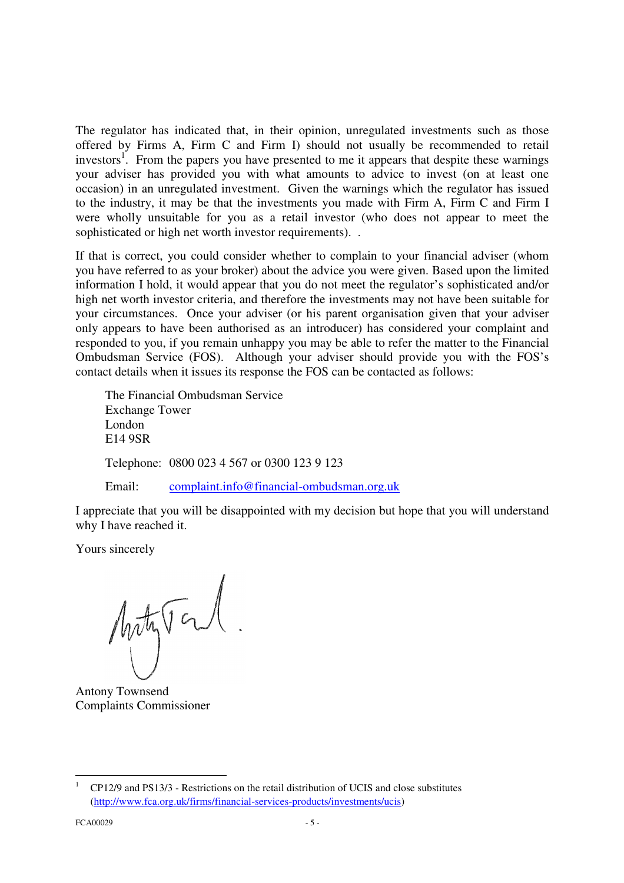The regulator has indicated that, in their opinion, unregulated investments such as those offered by Firms A, Firm C and Firm I) should not usually be recommended to retail investors[1]. From the papers you have presented to me it appears that despite these warnings your adviser has provided you with what amounts to advice to invest (on at least one occasion) in an unregulated investment. Given the warnings which the regulator has issued to the industry, it may be that the investments you made with Firm A, Firm C and Firm I were wholly unsuitable for you as a retail investor (who does not appear to meet the sophisticated or high net worth investor requirements). .

If that is correct, you could consider whether to complain to your financial adviser (whom you have referred to as your broker) about the advice you were given. Based upon the limited information I hold, it would appear that you do not meet the regulator's sophisticated and/or high net worth investor criteria, and therefore the investments may not have been suitable for your circumstances. Once your adviser (or his parent organisation given that your adviser only appears to have been authorised as an introducer) has considered your complaint and responded to you, if you remain unhappy you may be able to refer the matter to the Financial Ombudsman Service (FOS). Although your adviser should provide you with the FOS's contact details when it issues its response the FOS can be contacted as follows:

The Financial Ombudsman Service
Exchange Tower
London
E14 9SR

Telephone: 0800 023 4 567 or 0300 123 9 123

Email: complaint.info@financial-ombudsman.org.uk

I appreciate that you will be disappointed with my decision but hope that you will understand why I have reached it.

Yours sincerely

Antony Townsend
Complaints Commissioner

---

[1] CP12/9 and PS13/3 - Restrictions on the retail distribution of UCIS and close substitutes (http://www.fca.org.uk/firms/financial-services-products/investments/ucis)

FCA00029